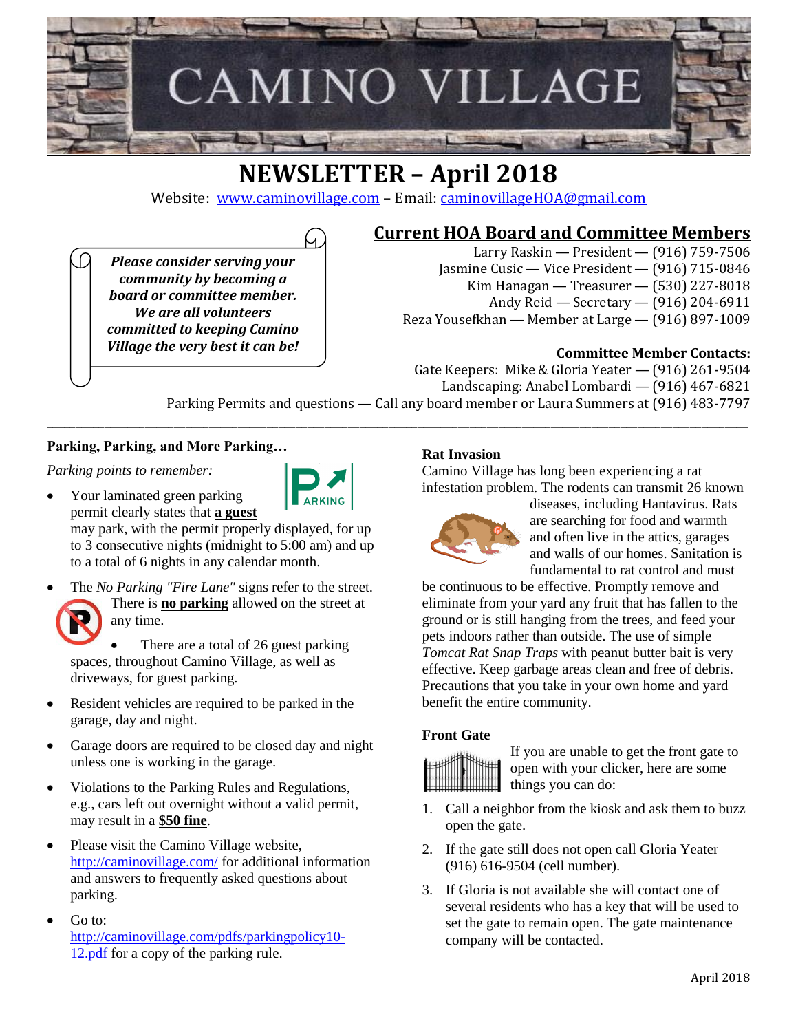# CAMINO VILLAGE

## NEWSLETTER – April 2018

Website: www.caminovillage.com – Email: caminovillageHOA@gmail.com

***Please consider serving your community by becoming a board or committee member. We are all volunteers committed to keeping Camino Village the very best it can be!***

## Current HOA Board and Committee Members

Larry Raskin — President — (916) 759-7506
Jasmine Cusic — Vice President — (916) 715-0846
Kim Hanagan — Treasurer — (530) 227-8018
Andy Reid — Secretary — (916) 204-6911
Reza Yousefkhan — Member at Large — (916) 897-1009

**Committee Member Contacts:**

Gate Keepers: Mike & Gloria Yeater — (916) 261-9504
Landscaping: Anabel Lombardi — (916) 467-6821
Parking Permits and questions — Call any board member or Laura Summers at (916) 483-7797

---

### Parking, Parking, and More Parking…

*Parking points to remember:*

- Your laminated green parking permit clearly states that **a guest** may park, with the permit properly displayed, for up to 3 consecutive nights (midnight to 5:00 am) and up to a total of 6 nights in any calendar month.
- The *No Parking "Fire Lane"* signs refer to the street. There is **no parking** allowed on the street at any time.
- There are a total of 26 guest parking spaces, throughout Camino Village, as well as driveways, for guest parking.
- Resident vehicles are required to be parked in the garage, day and night.
- Garage doors are required to be closed day and night unless one is working in the garage.
- Violations to the Parking Rules and Regulations, e.g., cars left out overnight without a valid permit, may result in a **$50 fine**.
- Please visit the Camino Village website, http://caminovillage.com/ for additional information and answers to frequently asked questions about parking.
- Go to: http://caminovillage.com/pdfs/parkingpolicy10-12.pdf for a copy of the parking rule.

### Rat Invasion

Camino Village has long been experiencing a rat infestation problem. The rodents can transmit 26 known diseases, including Hantavirus. Rats are searching for food and warmth and often live in the attics, garages and walls of our homes. Sanitation is fundamental to rat control and must be continuous to be effective. Promptly remove and eliminate from your yard any fruit that has fallen to the ground or is still hanging from the trees, and feed your pets indoors rather than outside. The use of simple *Tomcat Rat Snap Traps* with peanut butter bait is very effective. Keep garbage areas clean and free of debris. Precautions that you take in your own home and yard benefit the entire community.

### Front Gate

If you are unable to get the front gate to open with your clicker, here are some things you can do:

1. Call a neighbor from the kiosk and ask them to buzz open the gate.
2. If the gate still does not open call Gloria Yeater (916) 616-9504 (cell number).
3. If Gloria is not available she will contact one of several residents who has a key that will be used to set the gate to remain open. The gate maintenance company will be contacted.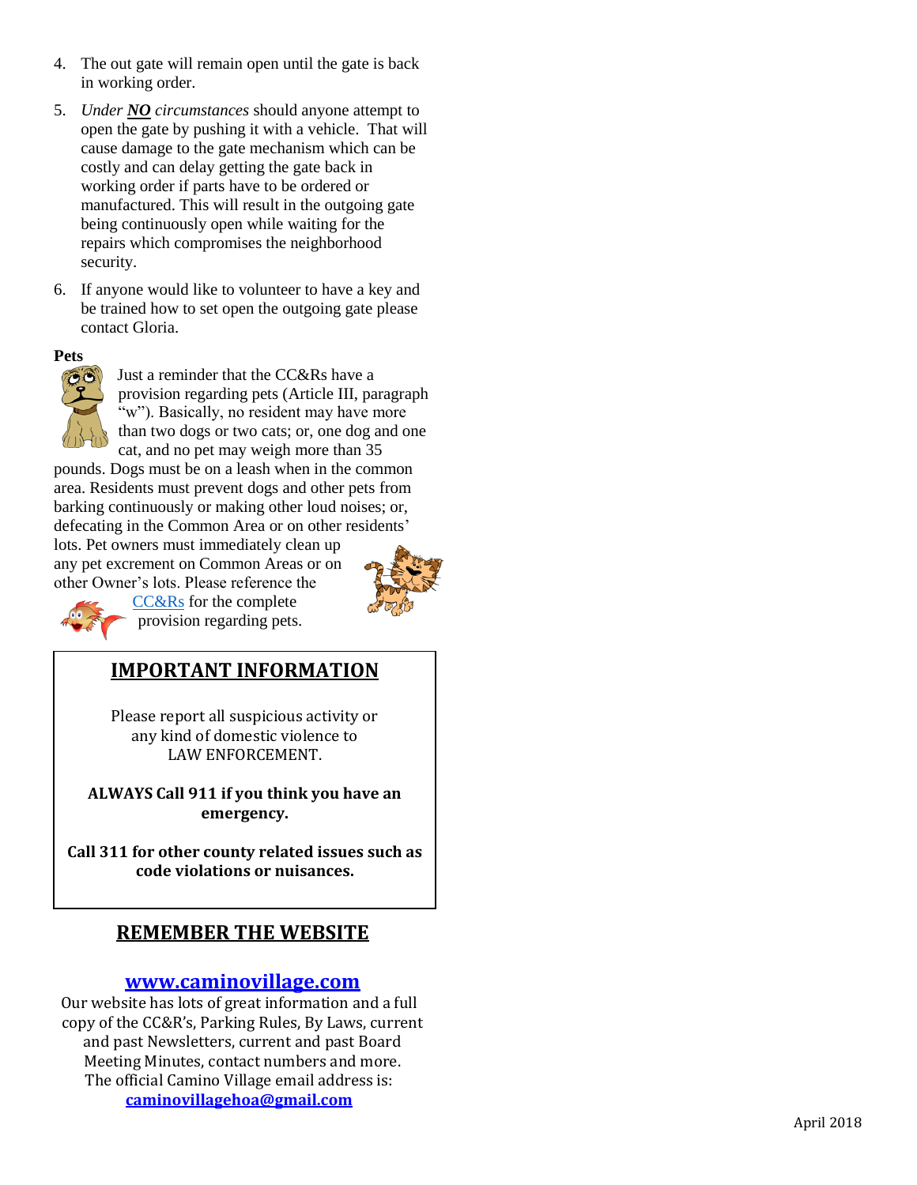4. The out gate will remain open until the gate is back in working order.
5. *Under **NO** circumstances* should anyone attempt to open the gate by pushing it with a vehicle. That will cause damage to the gate mechanism which can be costly and can delay getting the gate back in working order if parts have to be ordered or manufactured. This will result in the outgoing gate being continuously open while waiting for the repairs which compromises the neighborhood security.
6. If anyone would like to volunteer to have a key and be trained how to set open the outgoing gate please contact Gloria.

**Pets**

Just a reminder that the CC&Rs have a provision regarding pets (Article III, paragraph "w"). Basically, no resident may have more than two dogs or two cats; or, one dog and one cat, and no pet may weigh more than 35 pounds. Dogs must be on a leash when in the common area. Residents must prevent dogs and other pets from barking continuously or making other loud noises; or, defecating in the Common Area or on other residents' lots. Pet owners must immediately clean up any pet excrement on Common Areas or on other Owner's lots. Please reference the CC&Rs for the complete provision regarding pets.

## IMPORTANT INFORMATION

Please report all suspicious activity or any kind of domestic violence to LAW ENFORCEMENT.

**ALWAYS Call 911 if you think you have an emergency.**

**Call 311 for other county related issues such as code violations or nuisances.**

## REMEMBER THE WEBSITE

**www.caminovillage.com**

Our website has lots of great information and a full copy of the CC&R's, Parking Rules, By Laws, current and past Newsletters, current and past Board Meeting Minutes, contact numbers and more. The official Camino Village email address is: **caminovillagehoa@gmail.com**

April 2018